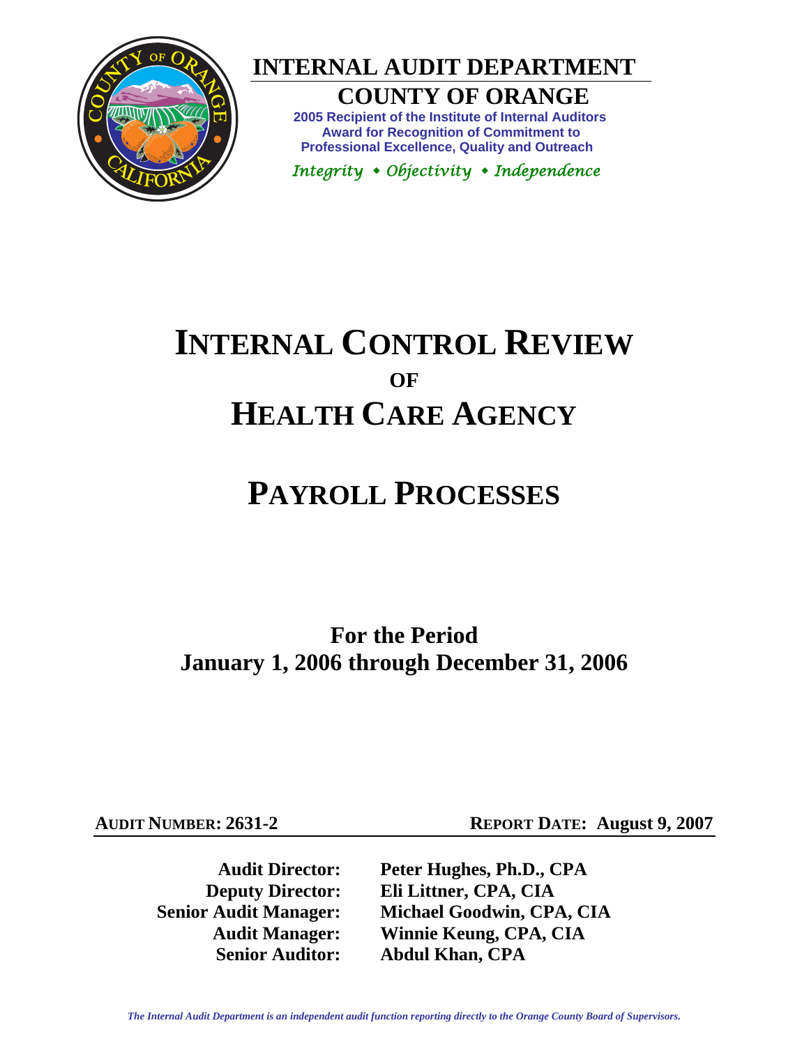# INTERNAL AUDIT DEPARTMENT

## COUNTY OF ORANGE

**2005 Recipient of the Institute of Internal Auditors Award for Recognition of Commitment to Professional Excellence, Quality and Outreach**

*Integrity ◆ Objectivity ◆ Independence*

# INTERNAL CONTROL REVIEW OF HEALTH CARE AGENCY

# PAYROLL PROCESSES

## For the Period January 1, 2006 through December 31, 2006

**AUDIT NUMBER: 2631-2** **REPORT DATE: August 9, 2007**

| | |
|---|---|
| **Audit Director:** | **Peter Hughes, Ph.D., CPA** |
| **Deputy Director:** | **Eli Littner, CPA, CIA** |
| **Senior Audit Manager:** | **Michael Goodwin, CPA, CIA** |
| **Audit Manager:** | **Winnie Keung, CPA, CIA** |
| **Senior Auditor:** | **Abdul Khan, CPA** |

*The Internal Audit Department is an independent audit function reporting directly to the Orange County Board of Supervisors.*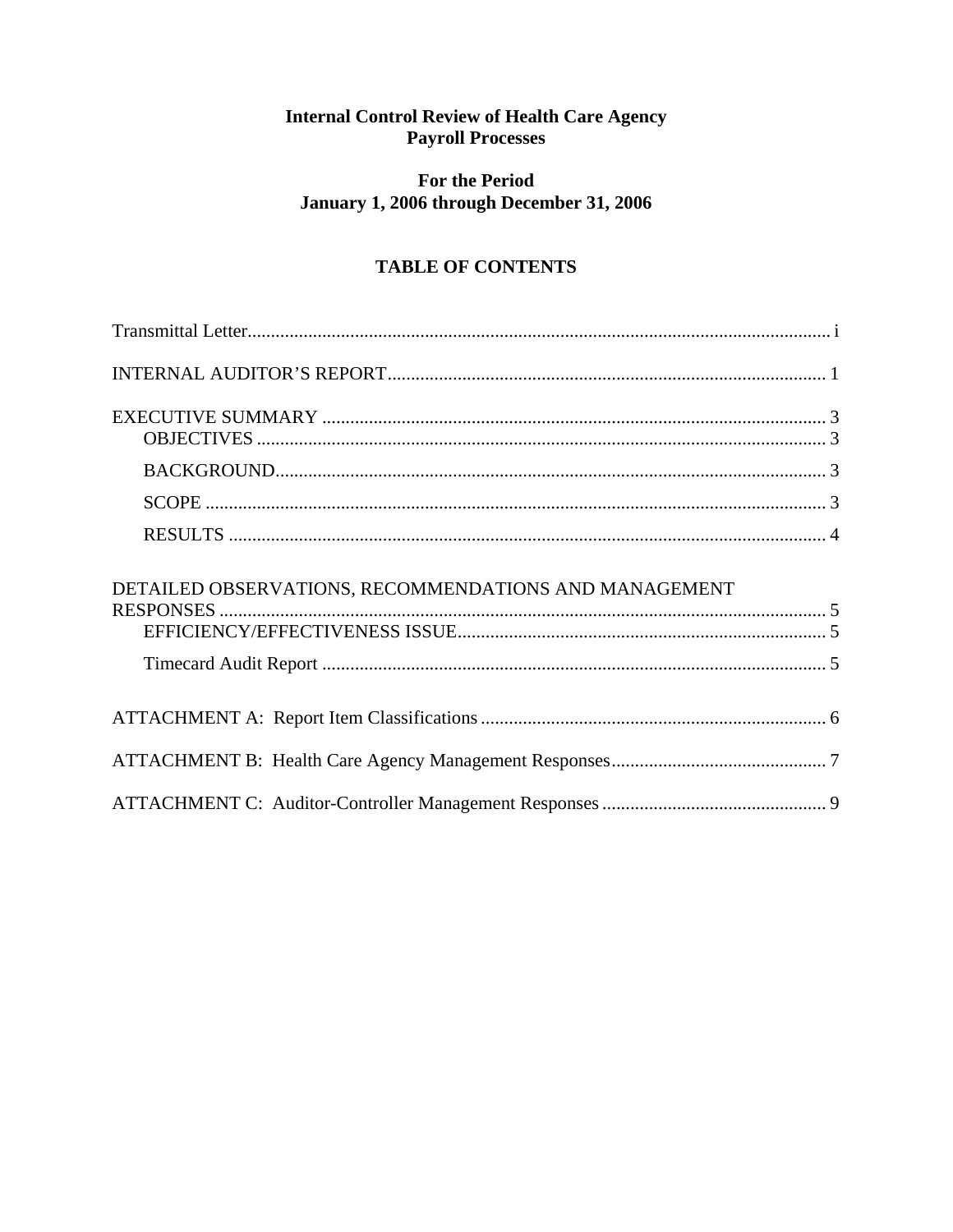# Internal Control Review of Health Care Agency Payroll Processes

## For the Period January 1, 2006 through December 31, 2006

## TABLE OF CONTENTS

Transmittal Letter ............................................................ i

INTERNAL AUDITOR'S REPORT ............................................................ 1

EXECUTIVE SUMMARY ............................................................ 3

- OBJECTIVES ............................................................ 3
- BACKGROUND ............................................................ 3
- SCOPE ............................................................ 3
- RESULTS ............................................................ 4

DETAILED OBSERVATIONS, RECOMMENDATIONS AND MANAGEMENT RESPONSES ............................................................ 5

- EFFICIENCY/EFFECTIVENESS ISSUE ............................................................ 5
- Timecard Audit Report ............................................................ 5

ATTACHMENT A: Report Item Classifications ............................................................ 6

ATTACHMENT B: Health Care Agency Management Responses ............................................................ 7

ATTACHMENT C: Auditor-Controller Management Responses ............................................................ 9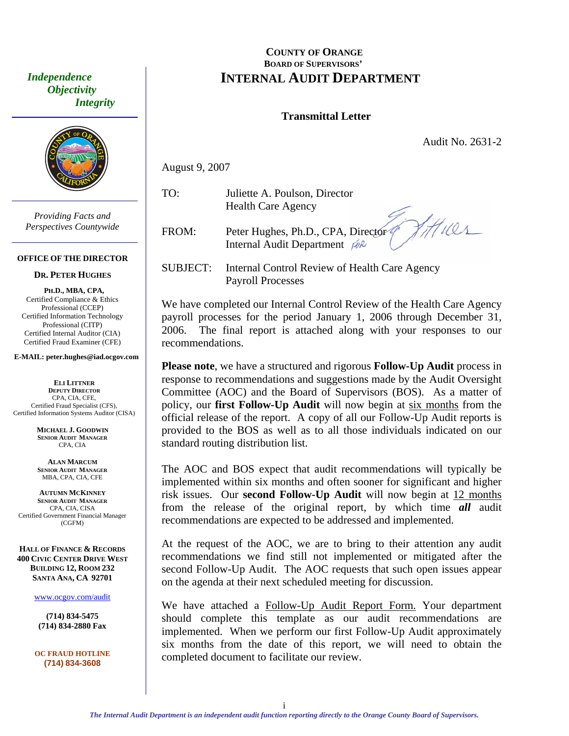# COUNTY OF ORANGE
## BOARD OF SUPERVISORS'
# INTERNAL AUDIT DEPARTMENT

*Independence*
*Objectivity*
*Integrity*

*Providing Facts and Perspectives Countywide*

**OFFICE OF THE DIRECTOR**

**DR. PETER HUGHES**

**PH.D., MBA, CPA,**
Certified Compliance & Ethics Professional (CCEP)
Certified Information Technology Professional (CITP)
Certified Internal Auditor (CIA)
Certified Fraud Examiner (CFE)

**E-MAIL: peter.hughes@iad.ocgov.com**

**ELI LITTNER**
**DEPUTY DIRECTOR**
CPA, CIA, CFE,
Certified Fraud Specialist (CFS),
Certified Information Systems Auditor (CISA)

**MICHAEL J. GOODWIN**
**SENIOR AUDIT MANAGER**
CPA, CIA

**ALAN MARCUM**
**SENIOR AUDIT MANAGER**
MBA, CPA, CIA, CFE

**AUTUMN MCKINNEY**
**SENIOR AUDIT MANAGER**
CPA, CIA, CISA
Certified Government Financial Manager (CGFM)

**HALL OF FINANCE & RECORDS**
**400 CIVIC CENTER DRIVE WEST**
**BUILDING 12, ROOM 232**
**SANTA ANA, CA 92701**

www.ocgov.com/audit

**(714) 834-5475**
**(714) 834-2880 Fax**

**OC FRAUD HOTLINE**
**(714) 834-3608**

---

**Transmittal Letter**

Audit No. 2631-2

August 9, 2007

TO: Juliette A. Poulson, Director
Health Care Agency

FROM: Peter Hughes, Ph.D., CPA, Director
Internal Audit Department

SUBJECT: Internal Control Review of Health Care Agency Payroll Processes

We have completed our Internal Control Review of the Health Care Agency payroll processes for the period January 1, 2006 through December 31, 2006. The final report is attached along with your responses to our recommendations.

**Please note**, we have a structured and rigorous **Follow-Up Audit** process in response to recommendations and suggestions made by the Audit Oversight Committee (AOC) and the Board of Supervisors (BOS). As a matter of policy, our **first Follow-Up Audit** will now begin at six months from the official release of the report. A copy of all our Follow-Up Audit reports is provided to the BOS as well as to all those individuals indicated on our standard routing distribution list.

The AOC and BOS expect that audit recommendations will typically be implemented within six months and often sooner for significant and higher risk issues. Our **second Follow-Up Audit** will now begin at 12 months from the release of the original report, by which time ***all*** audit recommendations are expected to be addressed and implemented.

At the request of the AOC, we are to bring to their attention any audit recommendations we find still not implemented or mitigated after the second Follow-Up Audit. The AOC requests that such open issues appear on the agenda at their next scheduled meeting for discussion.

We have attached a Follow-Up Audit Report Form. Your department should complete this template as our audit recommendations are implemented. When we perform our first Follow-Up Audit approximately six months from the date of this report, we will need to obtain the completed document to facilitate our review.

*The Internal Audit Department is an independent audit function reporting directly to the Orange County Board of Supervisors.*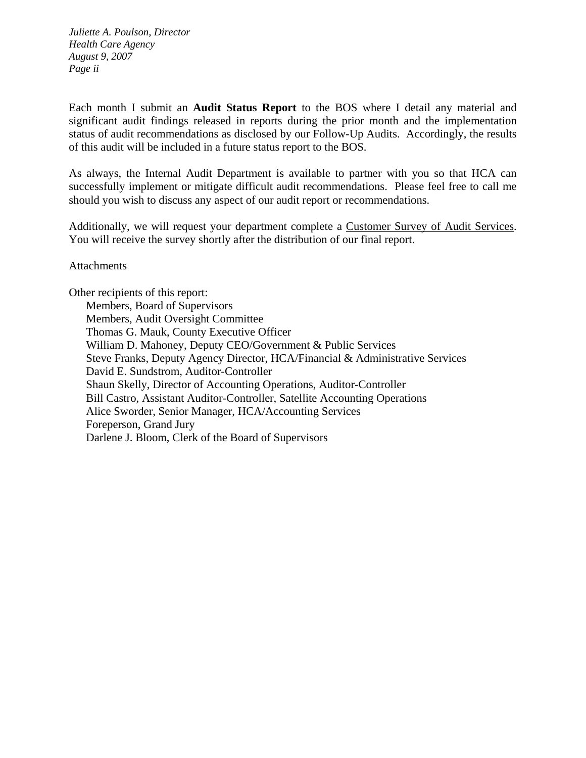Each month I submit an **Audit Status Report** to the BOS where I detail any material and significant audit findings released in reports during the prior month and the implementation status of audit recommendations as disclosed by our Follow-Up Audits. Accordingly, the results of this audit will be included in a future status report to the BOS.

As always, the Internal Audit Department is available to partner with you so that HCA can successfully implement or mitigate difficult audit recommendations. Please feel free to call me should you wish to discuss any aspect of our audit report or recommendations.

Additionally, we will request your department complete a Customer Survey of Audit Services. You will receive the survey shortly after the distribution of our final report.

Attachments

Other recipients of this report:

- Members, Board of Supervisors
- Members, Audit Oversight Committee
- Thomas G. Mauk, County Executive Officer
- William D. Mahoney, Deputy CEO/Government & Public Services
- Steve Franks, Deputy Agency Director, HCA/Financial & Administrative Services
- David E. Sundstrom, Auditor-Controller
- Shaun Skelly, Director of Accounting Operations, Auditor-Controller
- Bill Castro, Assistant Auditor-Controller, Satellite Accounting Operations
- Alice Sworder, Senior Manager, HCA/Accounting Services
- Foreperson, Grand Jury
- Darlene J. Bloom, Clerk of the Board of Supervisors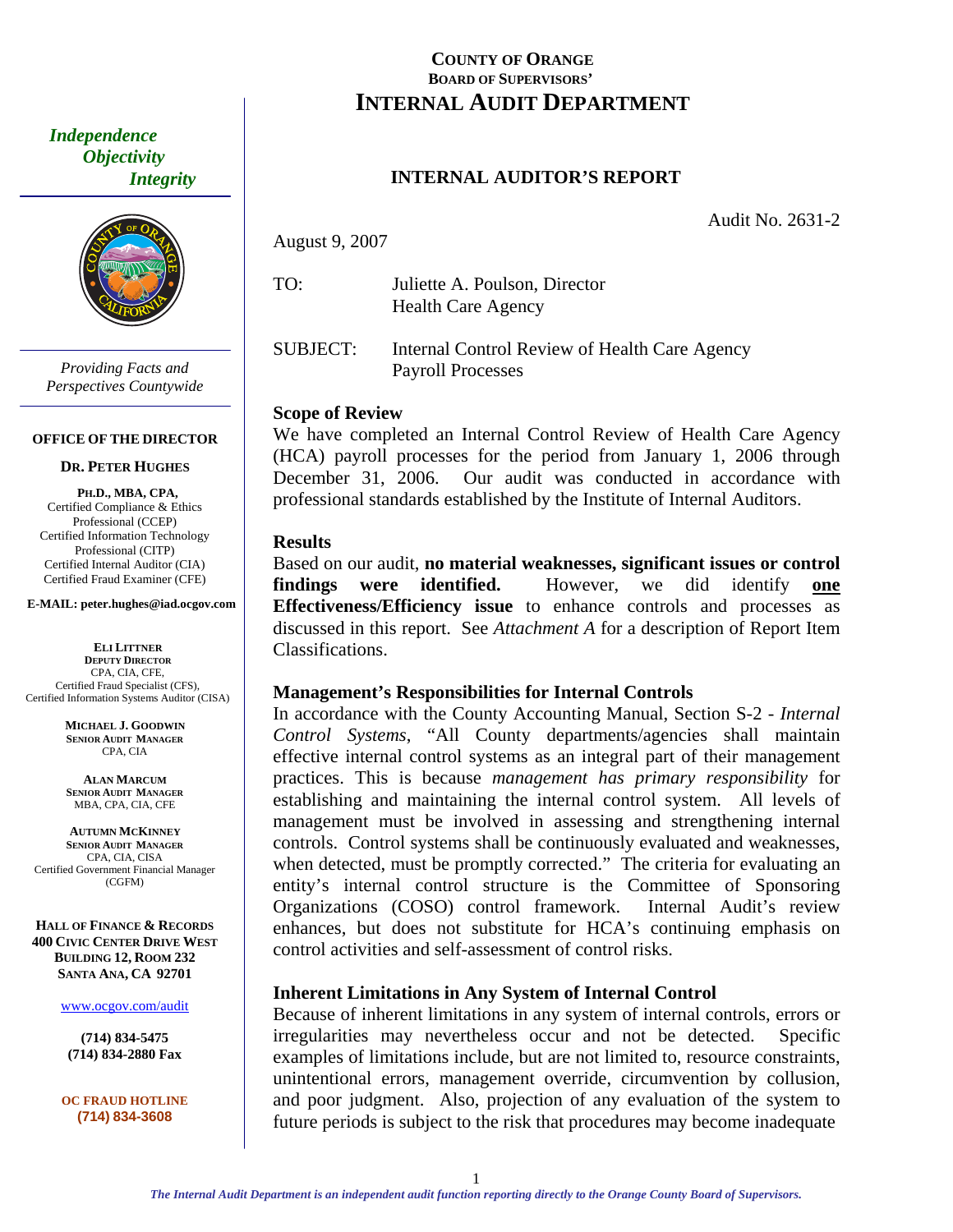# COUNTY OF ORANGE
## BOARD OF SUPERVISORS'
# INTERNAL AUDIT DEPARTMENT

*Independence*
*Objectivity*
*Integrity*

*Providing Facts and Perspectives Countywide*

**OFFICE OF THE DIRECTOR**

**DR. PETER HUGHES**

**PH.D., MBA, CPA,**
Certified Compliance & Ethics Professional (CCEP)
Certified Information Technology Professional (CITP)
Certified Internal Auditor (CIA)
Certified Fraud Examiner (CFE)

**E-MAIL: peter.hughes@iad.ocgov.com**

**ELI LITTNER**
**DEPUTY DIRECTOR**
CPA, CIA, CFE,
Certified Fraud Specialist (CFS),
Certified Information Systems Auditor (CISA)

**MICHAEL J. GOODWIN**
**SENIOR AUDIT MANAGER**
CPA, CIA

**ALAN MARCUM**
**SENIOR AUDIT MANAGER**
MBA, CPA, CIA, CFE

**AUTUMN MCKINNEY**
**SENIOR AUDIT MANAGER**
CPA, CIA, CISA
Certified Government Financial Manager (CGFM)

**HALL OF FINANCE & RECORDS**
**400 CIVIC CENTER DRIVE WEST**
**BUILDING 12, ROOM 232**
**SANTA ANA, CA 92701**

www.ocgov.com/audit

**(714) 834-5475**
**(714) 834-2880 Fax**

**OC FRAUD HOTLINE**
**(714) 834-3608**

## INTERNAL AUDITOR'S REPORT

Audit No. 2631-2

August 9, 2007

TO: Juliette A. Poulson, Director
Health Care Agency

SUBJECT: Internal Control Review of Health Care Agency Payroll Processes

### Scope of Review

We have completed an Internal Control Review of Health Care Agency (HCA) payroll processes for the period from January 1, 2006 through December 31, 2006. Our audit was conducted in accordance with professional standards established by the Institute of Internal Auditors.

### Results

Based on our audit, **no material weaknesses, significant issues or control findings were identified.** However, we did identify **one** **Effectiveness/Efficiency issue** to enhance controls and processes as discussed in this report. See *Attachment A* for a description of Report Item Classifications.

### Management's Responsibilities for Internal Controls

In accordance with the County Accounting Manual, Section S-2 - *Internal Control Systems*, "All County departments/agencies shall maintain effective internal control systems as an integral part of their management practices. This is because *management has primary responsibility* for establishing and maintaining the internal control system. All levels of management must be involved in assessing and strengthening internal controls. Control systems shall be continuously evaluated and weaknesses, when detected, must be promptly corrected." The criteria for evaluating an entity's internal control structure is the Committee of Sponsoring Organizations (COSO) control framework. Internal Audit's review enhances, but does not substitute for HCA's continuing emphasis on control activities and self-assessment of control risks.

### Inherent Limitations in Any System of Internal Control

Because of inherent limitations in any system of internal controls, errors or irregularities may nevertheless occur and not be detected. Specific examples of limitations include, but are not limited to, resource constraints, unintentional errors, management override, circumvention by collusion, and poor judgment. Also, projection of any evaluation of the system to future periods is subject to the risk that procedures may become inadequate

*The Internal Audit Department is an independent audit function reporting directly to the Orange County Board of Supervisors.*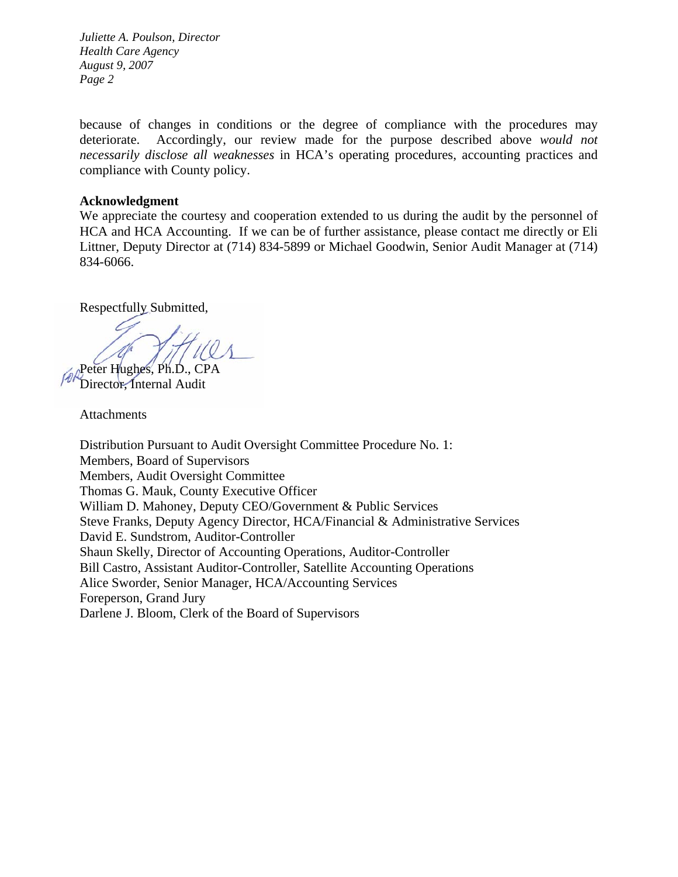because of changes in conditions or the degree of compliance with the procedures may deteriorate. Accordingly, our review made for the purpose described above *would not necessarily disclose all weaknesses* in HCA's operating procedures, accounting practices and compliance with County policy.

**Acknowledgment**

We appreciate the courtesy and cooperation extended to us during the audit by the personnel of HCA and HCA Accounting. If we can be of further assistance, please contact me directly or Eli Littner, Deputy Director at (714) 834-5899 or Michael Goodwin, Senior Audit Manager at (714) 834-6066.

Respectfully Submitted,

FOR Peter Hughes, Ph.D., CPA
Director, Internal Audit

Attachments

Distribution Pursuant to Audit Oversight Committee Procedure No. 1:
Members, Board of Supervisors
Members, Audit Oversight Committee
Thomas G. Mauk, County Executive Officer
William D. Mahoney, Deputy CEO/Government & Public Services
Steve Franks, Deputy Agency Director, HCA/Financial & Administrative Services
David E. Sundstrom, Auditor-Controller
Shaun Skelly, Director of Accounting Operations, Auditor-Controller
Bill Castro, Assistant Auditor-Controller, Satellite Accounting Operations
Alice Sworder, Senior Manager, HCA/Accounting Services
Foreperson, Grand Jury
Darlene J. Bloom, Clerk of the Board of Supervisors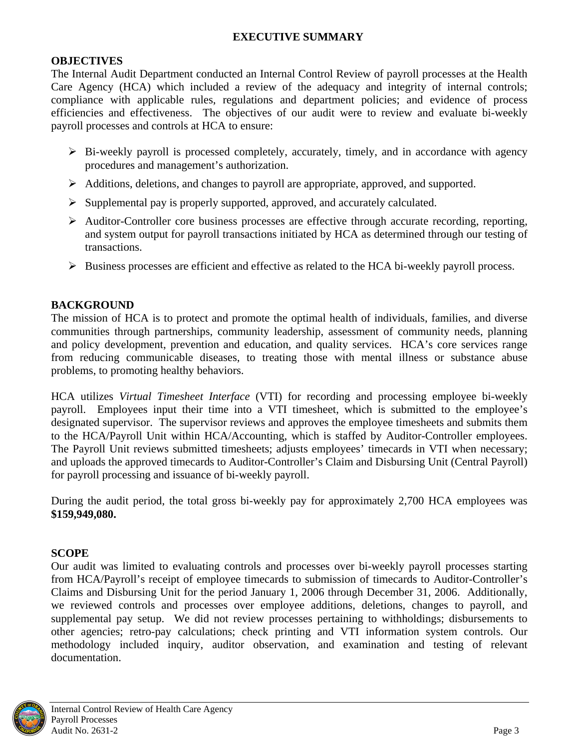# EXECUTIVE SUMMARY

## OBJECTIVES

The Internal Audit Department conducted an Internal Control Review of payroll processes at the Health Care Agency (HCA) which included a review of the adequacy and integrity of internal controls; compliance with applicable rules, regulations and department policies; and evidence of process efficiencies and effectiveness. The objectives of our audit were to review and evaluate bi-weekly payroll processes and controls at HCA to ensure:

- Bi-weekly payroll is processed completely, accurately, timely, and in accordance with agency procedures and management's authorization.
- Additions, deletions, and changes to payroll are appropriate, approved, and supported.
- Supplemental pay is properly supported, approved, and accurately calculated.
- Auditor-Controller core business processes are effective through accurate recording, reporting, and system output for payroll transactions initiated by HCA as determined through our testing of transactions.
- Business processes are efficient and effective as related to the HCA bi-weekly payroll process.

## BACKGROUND

The mission of HCA is to protect and promote the optimal health of individuals, families, and diverse communities through partnerships, community leadership, assessment of community needs, planning and policy development, prevention and education, and quality services. HCA's core services range from reducing communicable diseases, to treating those with mental illness or substance abuse problems, to promoting healthy behaviors.

HCA utilizes *Virtual Timesheet Interface* (VTI) for recording and processing employee bi-weekly payroll. Employees input their time into a VTI timesheet, which is submitted to the employee's designated supervisor. The supervisor reviews and approves the employee timesheets and submits them to the HCA/Payroll Unit within HCA/Accounting, which is staffed by Auditor-Controller employees. The Payroll Unit reviews submitted timesheets; adjusts employees' timecards in VTI when necessary; and uploads the approved timecards to Auditor-Controller's Claim and Disbursing Unit (Central Payroll) for payroll processing and issuance of bi-weekly payroll.

During the audit period, the total gross bi-weekly pay for approximately 2,700 HCA employees was **$159,949,080.**

## SCOPE

Our audit was limited to evaluating controls and processes over bi-weekly payroll processes starting from HCA/Payroll's receipt of employee timecards to submission of timecards to Auditor-Controller's Claims and Disbursing Unit for the period January 1, 2006 through December 31, 2006. Additionally, we reviewed controls and processes over employee additions, deletions, changes to payroll, and supplemental pay setup. We did not review processes pertaining to withholdings; disbursements to other agencies; retro-pay calculations; check printing and VTI information system controls. Our methodology included inquiry, auditor observation, and examination and testing of relevant documentation.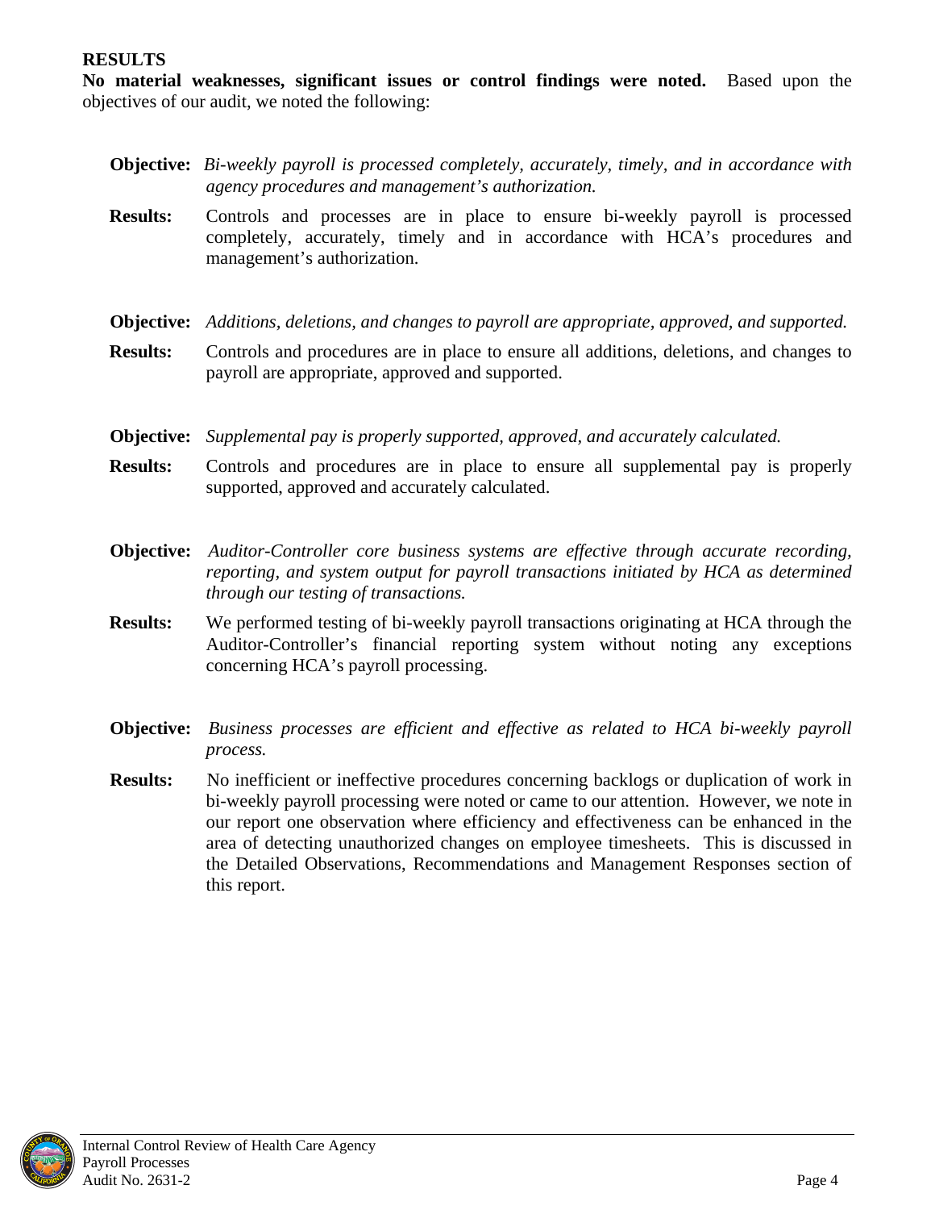## RESULTS

**No material weaknesses, significant issues or control findings were noted.** Based upon the objectives of our audit, we noted the following:

**Objective:** *Bi-weekly payroll is processed completely, accurately, timely, and in accordance with agency procedures and management's authorization.*

**Results:** Controls and processes are in place to ensure bi-weekly payroll is processed completely, accurately, timely and in accordance with HCA's procedures and management's authorization.

**Objective:** *Additions, deletions, and changes to payroll are appropriate, approved, and supported.*

**Results:** Controls and procedures are in place to ensure all additions, deletions, and changes to payroll are appropriate, approved and supported.

**Objective:** *Supplemental pay is properly supported, approved, and accurately calculated.*

**Results:** Controls and procedures are in place to ensure all supplemental pay is properly supported, approved and accurately calculated.

**Objective:** *Auditor-Controller core business systems are effective through accurate recording, reporting, and system output for payroll transactions initiated by HCA as determined through our testing of transactions.*

**Results:** We performed testing of bi-weekly payroll transactions originating at HCA through the Auditor-Controller's financial reporting system without noting any exceptions concerning HCA's payroll processing.

**Objective:** *Business processes are efficient and effective as related to HCA bi-weekly payroll process.*

**Results:** No inefficient or ineffective procedures concerning backlogs or duplication of work in bi-weekly payroll processing were noted or came to our attention. However, we note in our report one observation where efficiency and effectiveness can be enhanced in the area of detecting unauthorized changes on employee timesheets. This is discussed in the Detailed Observations, Recommendations and Management Responses section of this report.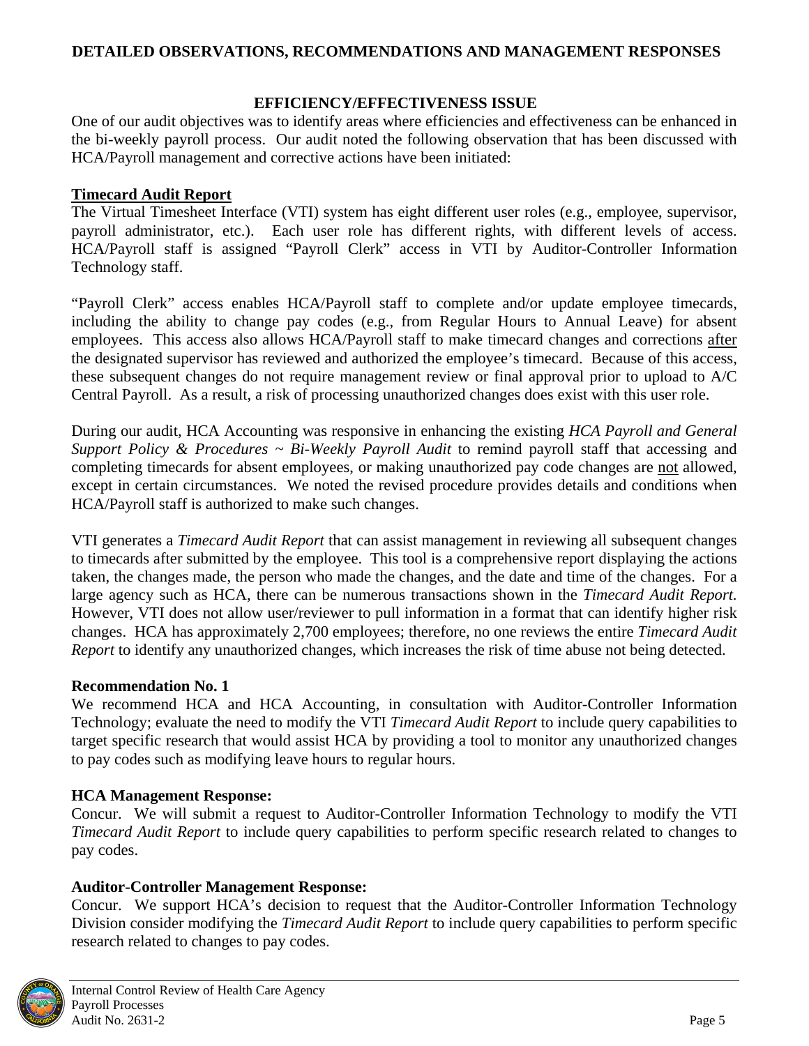## DETAILED OBSERVATIONS, RECOMMENDATIONS AND MANAGEMENT RESPONSES

### EFFICIENCY/EFFECTIVENESS ISSUE

One of our audit objectives was to identify areas where efficiencies and effectiveness can be enhanced in the bi-weekly payroll process. Our audit noted the following observation that has been discussed with HCA/Payroll management and corrective actions have been initiated:

**Timecard Audit Report**

The Virtual Timesheet Interface (VTI) system has eight different user roles (e.g., employee, supervisor, payroll administrator, etc.). Each user role has different rights, with different levels of access. HCA/Payroll staff is assigned "Payroll Clerk" access in VTI by Auditor-Controller Information Technology staff.

"Payroll Clerk" access enables HCA/Payroll staff to complete and/or update employee timecards, including the ability to change pay codes (e.g., from Regular Hours to Annual Leave) for absent employees. This access also allows HCA/Payroll staff to make timecard changes and corrections after the designated supervisor has reviewed and authorized the employee's timecard. Because of this access, these subsequent changes do not require management review or final approval prior to upload to A/C Central Payroll. As a result, a risk of processing unauthorized changes does exist with this user role.

During our audit, HCA Accounting was responsive in enhancing the existing *HCA Payroll and General Support Policy & Procedures ~ Bi-Weekly Payroll Audit* to remind payroll staff that accessing and completing timecards for absent employees, or making unauthorized pay code changes are not allowed, except in certain circumstances. We noted the revised procedure provides details and conditions when HCA/Payroll staff is authorized to make such changes.

VTI generates a *Timecard Audit Report* that can assist management in reviewing all subsequent changes to timecards after submitted by the employee. This tool is a comprehensive report displaying the actions taken, the changes made, the person who made the changes, and the date and time of the changes. For a large agency such as HCA, there can be numerous transactions shown in the *Timecard Audit Report.* However, VTI does not allow user/reviewer to pull information in a format that can identify higher risk changes. HCA has approximately 2,700 employees; therefore, no one reviews the entire *Timecard Audit Report* to identify any unauthorized changes, which increases the risk of time abuse not being detected.

**Recommendation No. 1**

We recommend HCA and HCA Accounting, in consultation with Auditor-Controller Information Technology; evaluate the need to modify the VTI *Timecard Audit Report* to include query capabilities to target specific research that would assist HCA by providing a tool to monitor any unauthorized changes to pay codes such as modifying leave hours to regular hours.

**HCA Management Response:**

Concur. We will submit a request to Auditor-Controller Information Technology to modify the VTI *Timecard Audit Report* to include query capabilities to perform specific research related to changes to pay codes.

**Auditor-Controller Management Response:**

Concur. We support HCA's decision to request that the Auditor-Controller Information Technology Division consider modifying the *Timecard Audit Report* to include query capabilities to perform specific research related to changes to pay codes.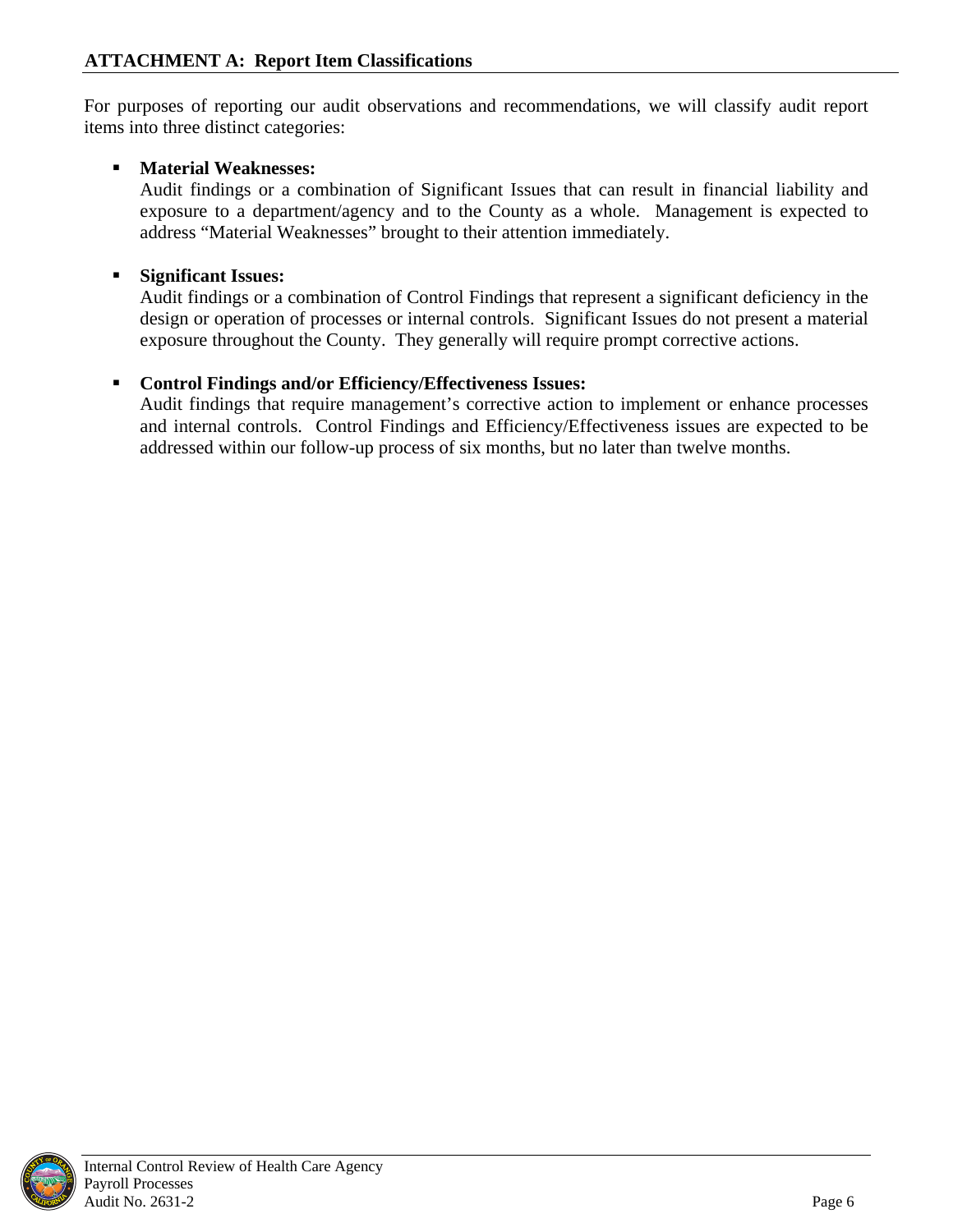## ATTACHMENT A: Report Item Classifications

For purposes of reporting our audit observations and recommendations, we will classify audit report items into three distinct categories:

- **Material Weaknesses:**
  Audit findings or a combination of Significant Issues that can result in financial liability and exposure to a department/agency and to the County as a whole. Management is expected to address "Material Weaknesses" brought to their attention immediately.

- **Significant Issues:**
  Audit findings or a combination of Control Findings that represent a significant deficiency in the design or operation of processes or internal controls. Significant Issues do not present a material exposure throughout the County. They generally will require prompt corrective actions.

- **Control Findings and/or Efficiency/Effectiveness Issues:**
  Audit findings that require management's corrective action to implement or enhance processes and internal controls. Control Findings and Efficiency/Effectiveness issues are expected to be addressed within our follow-up process of six months, but no later than twelve months.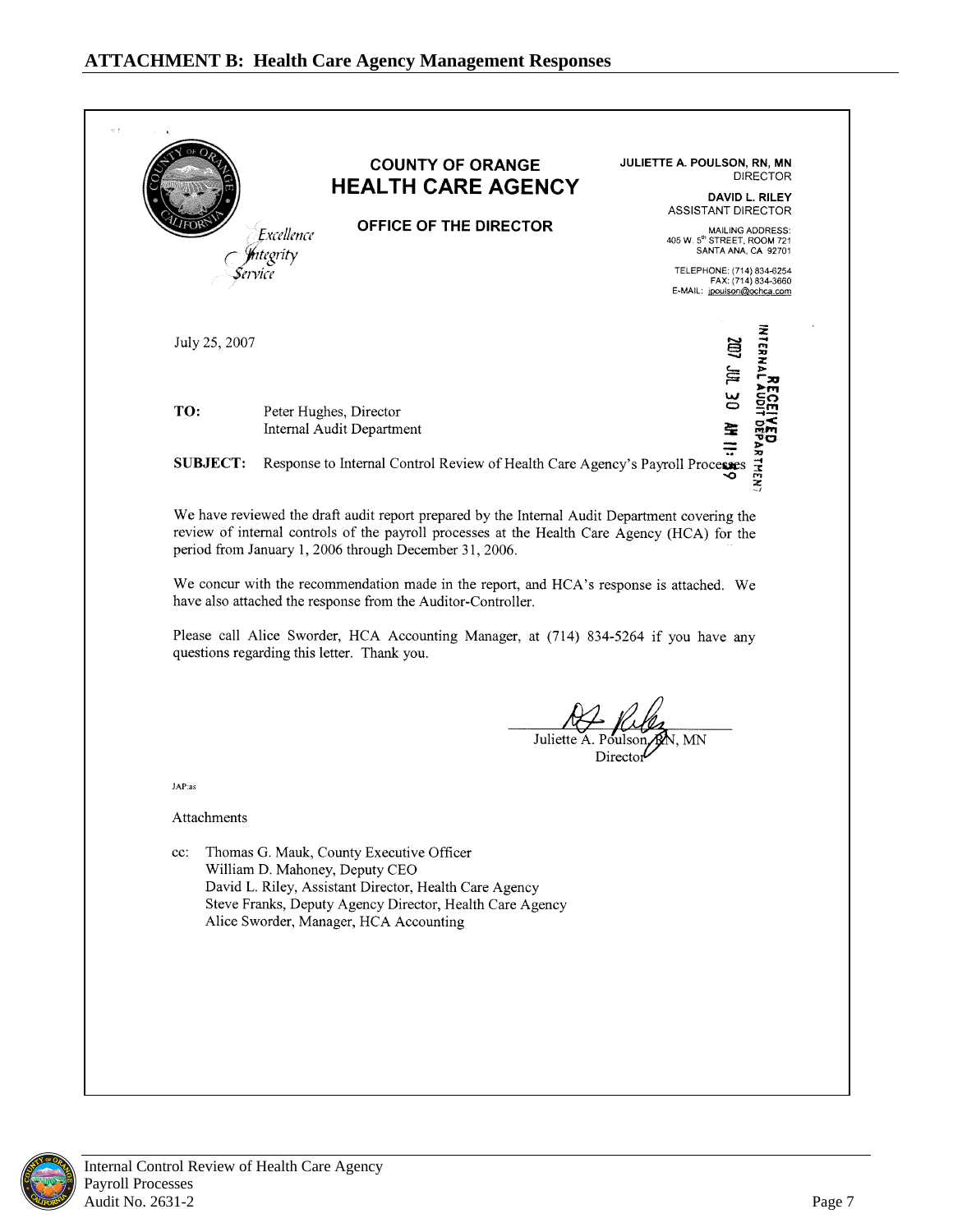## ATTACHMENT B: Health Care Agency Management Responses

**COUNTY OF ORANGE**
**HEALTH CARE AGENCY**

**OFFICE OF THE DIRECTOR**

*Excellence*
*Integrity*
*Service*

**JULIETTE A. POULSON, RN, MN**
DIRECTOR

**DAVID L. RILEY**
ASSISTANT DIRECTOR

MAILING ADDRESS:
405 W. 5th STREET, ROOM 721
SANTA ANA, CA 92701

TELEPHONE: (714) 834-6254
FAX: (714) 834-3660
E-MAIL: jpoulson@ochca.com

RECEIVED
INTERNAL AUDIT DEPARTMENT
2007 JUL 30 AM 11:59

July 25, 2007

**TO:** Peter Hughes, Director
Internal Audit Department

**SUBJECT:** Response to Internal Control Review of Health Care Agency's Payroll Processes

We have reviewed the draft audit report prepared by the Internal Audit Department covering the review of internal controls of the payroll processes at the Health Care Agency (HCA) for the period from January 1, 2006 through December 31, 2006.

We concur with the recommendation made in the report, and HCA's response is attached. We have also attached the response from the Auditor-Controller.

Please call Alice Sworder, HCA Accounting Manager, at (714) 834-5264 if you have any questions regarding this letter. Thank you.

Juliette A. Poulson, RN, MN
Director

JAP:as

Attachments

cc: Thomas G. Mauk, County Executive Officer
William D. Mahoney, Deputy CEO
David L. Riley, Assistant Director, Health Care Agency
Steve Franks, Deputy Agency Director, Health Care Agency
Alice Sworder, Manager, HCA Accounting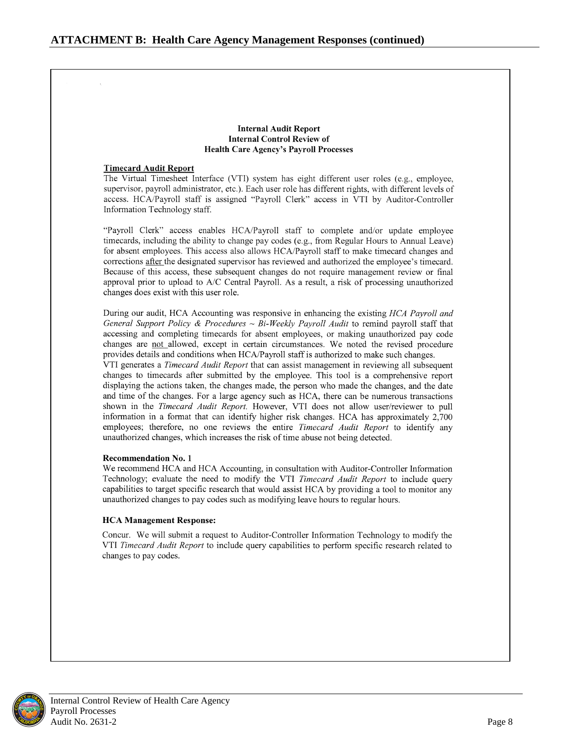## ATTACHMENT B: Health Care Agency Management Responses (continued)

**Internal Audit Report**
**Internal Control Review of**
**Health Care Agency's Payroll Processes**

**Timecard Audit Report**

The Virtual Timesheet Interface (VTI) system has eight different user roles (e.g., employee, supervisor, payroll administrator, etc.). Each user role has different rights, with different levels of access. HCA/Payroll staff is assigned "Payroll Clerk" access in VTI by Auditor-Controller Information Technology staff.

"Payroll Clerk" access enables HCA/Payroll staff to complete and/or update employee timecards, including the ability to change pay codes (e.g., from Regular Hours to Annual Leave) for absent employees. This access also allows HCA/Payroll staff to make timecard changes and corrections after the designated supervisor has reviewed and authorized the employee's timecard. Because of this access, these subsequent changes do not require management review or final approval prior to upload to A/C Central Payroll. As a result, a risk of processing unauthorized changes does exist with this user role.

During our audit, HCA Accounting was responsive in enhancing the existing *HCA Payroll and General Support Policy & Procedures ~ Bi-Weekly Payroll Audit* to remind payroll staff that accessing and completing timecards for absent employees, or making unauthorized pay code changes are not allowed, except in certain circumstances. We noted the revised procedure provides details and conditions when HCA/Payroll staff is authorized to make such changes.

VTI generates a *Timecard Audit Report* that can assist management in reviewing all subsequent changes to timecards after submitted by the employee. This tool is a comprehensive report displaying the actions taken, the changes made, the person who made the changes, and the date and time of the changes. For a large agency such as HCA, there can be numerous transactions shown in the *Timecard Audit Report.* However, VTI does not allow user/reviewer to pull information in a format that can identify higher risk changes. HCA has approximately 2,700 employees; therefore, no one reviews the entire *Timecard Audit Report* to identify any unauthorized changes, which increases the risk of time abuse not being detected.

**Recommendation No. 1**

We recommend HCA and HCA Accounting, in consultation with Auditor-Controller Information Technology; evaluate the need to modify the VTI *Timecard Audit Report* to include query capabilities to target specific research that would assist HCA by providing a tool to monitor any unauthorized changes to pay codes such as modifying leave hours to regular hours.

**HCA Management Response:**

Concur. We will submit a request to Auditor-Controller Information Technology to modify the VTI *Timecard Audit Report* to include query capabilities to perform specific research related to changes to pay codes.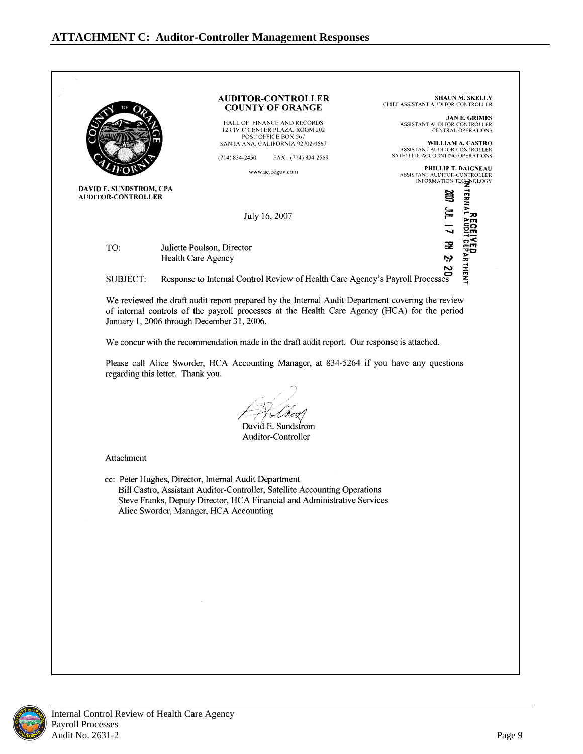## ATTACHMENT C: Auditor-Controller Management Responses

**AUDITOR-CONTROLLER**
**COUNTY OF ORANGE**

HALL OF FINANCE AND RECORDS
12 CIVIC CENTER PLAZA, ROOM 202
POST OFFICE BOX 567
SANTA ANA, CALIFORNIA 92702-0567

(714) 834-2450 FAX: (714) 834-2569

www.ac.ocgov.com

**DAVID E. SUNDSTROM, CPA**
**AUDITOR-CONTROLLER**

**SHAUN M. SKELLY**
CHIEF ASSISTANT AUDITOR-CONTROLLER

**JAN E. GRIMES**
ASSISTANT AUDITOR-CONTROLLER
CENTRAL OPERATIONS

**WILLIAM A. CASTRO**
ASSISTANT AUDITOR-CONTROLLER
SATELLITE ACCOUNTING OPERATIONS

**PHILLIP T. DAIGNEAU**
ASSISTANT AUDITOR-CONTROLLER
INFORMATION TECHNOLOGY

RECEIVED
INTERNAL AUDIT DEPARTMENT
2007 JUL 17 PM 2:20

July 16, 2007

TO: Juliette Poulson, Director
Health Care Agency

SUBJECT: Response to Internal Control Review of Health Care Agency's Payroll Processes

We reviewed the draft audit report prepared by the Internal Audit Department covering the review of internal controls of the payroll processes at the Health Care Agency (HCA) for the period January 1, 2006 through December 31, 2006.

We concur with the recommendation made in the draft audit report. Our response is attached.

Please call Alice Sworder, HCA Accounting Manager, at 834-5264 if you have any questions regarding this letter. Thank you.

David E. Sundstrom
Auditor-Controller

Attachment

cc: Peter Hughes, Director, Internal Audit Department
Bill Castro, Assistant Auditor-Controller, Satellite Accounting Operations
Steve Franks, Deputy Director, HCA Financial and Administrative Services
Alice Sworder, Manager, HCA Accounting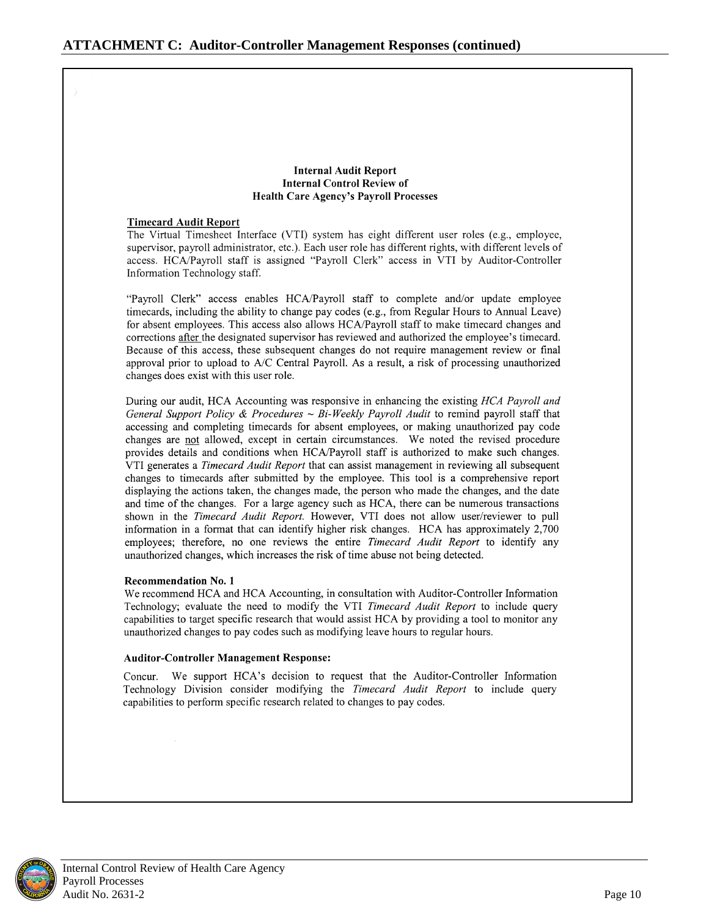## ATTACHMENT C: Auditor-Controller Management Responses (continued)

**Internal Audit Report**
**Internal Control Review of**
**Health Care Agency's Payroll Processes**

**Timecard Audit Report**

The Virtual Timesheet Interface (VTI) system has eight different user roles (e.g., employee, supervisor, payroll administrator, etc.). Each user role has different rights, with different levels of access. HCA/Payroll staff is assigned "Payroll Clerk" access in VTI by Auditor-Controller Information Technology staff.

"Payroll Clerk" access enables HCA/Payroll staff to complete and/or update employee timecards, including the ability to change pay codes (e.g., from Regular Hours to Annual Leave) for absent employees. This access also allows HCA/Payroll staff to make timecard changes and corrections after the designated supervisor has reviewed and authorized the employee's timecard. Because of this access, these subsequent changes do not require management review or final approval prior to upload to A/C Central Payroll. As a result, a risk of processing unauthorized changes does exist with this user role.

During our audit, HCA Accounting was responsive in enhancing the existing *HCA Payroll and General Support Policy & Procedures ~ Bi-Weekly Payroll Audit* to remind payroll staff that accessing and completing timecards for absent employees, or making unauthorized pay code changes are not allowed, except in certain circumstances. We noted the revised procedure provides details and conditions when HCA/Payroll staff is authorized to make such changes. VTI generates a *Timecard Audit Report* that can assist management in reviewing all subsequent changes to timecards after submitted by the employee. This tool is a comprehensive report displaying the actions taken, the changes made, the person who made the changes, and the date and time of the changes. For a large agency such as HCA, there can be numerous transactions shown in the *Timecard Audit Report.* However, VTI does not allow user/reviewer to pull information in a format that can identify higher risk changes. HCA has approximately 2,700 employees; therefore, no one reviews the entire *Timecard Audit Report* to identify any unauthorized changes, which increases the risk of time abuse not being detected.

**Recommendation No. 1**

We recommend HCA and HCA Accounting, in consultation with Auditor-Controller Information Technology; evaluate the need to modify the VTI *Timecard Audit Report* to include query capabilities to target specific research that would assist HCA by providing a tool to monitor any unauthorized changes to pay codes such as modifying leave hours to regular hours.

**Auditor-Controller Management Response:**

Concur. We support HCA's decision to request that the Auditor-Controller Information Technology Division consider modifying the *Timecard Audit Report* to include query capabilities to perform specific research related to changes to pay codes.